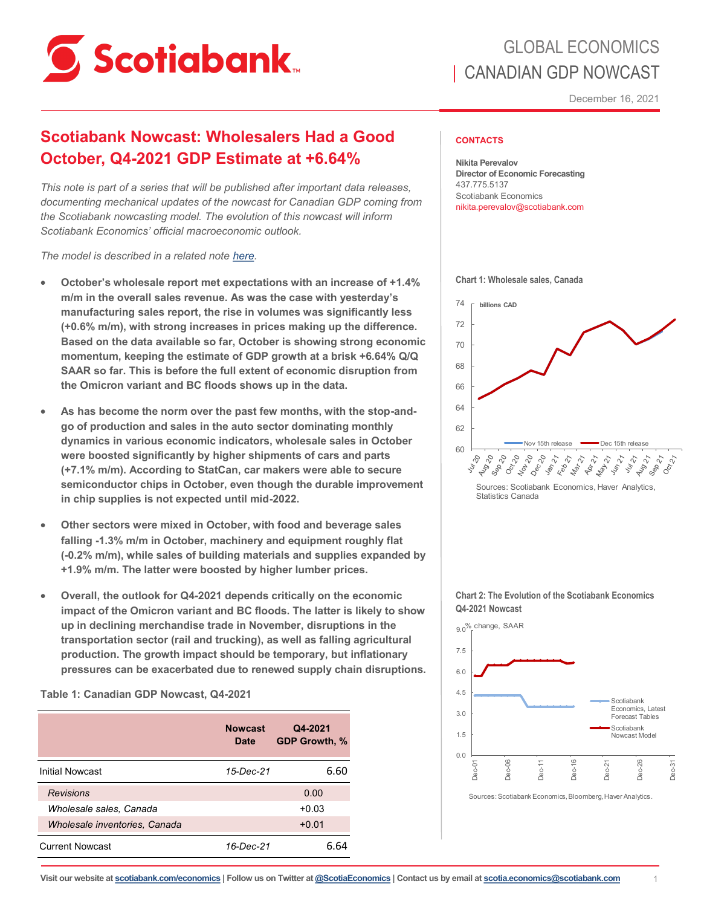# GLOBAL ECONOMICS | CANADIAN GDP NOWCAST

December 16, 2021

## Scotiabank Nowcast: Wholesalers Had a Good October, Q4-2021 GDP Estimate at +6.64%

*This note is part of a series that will be published after important data releases, documenting mechanical updates of the nowcast for Canadian GDP coming from the Scotiabank nowcasting model. The evolution of this nowcast will inform Scotiabank Economics' official macroeconomic outlook.*

*The model is described in a related note here.*

- **October's wholesale report met expectations with an increase of +1.4% m/m in the overall sales revenue. As was the case with yesterday's manufacturing sales report, the rise in volumes was significantly less (+0.6% m/m), with strong increases in prices making up the difference. Based on the data available so far, October is showing strong economic momentum, keeping the estimate of GDP growth at a brisk +6.64% Q/Q SAAR so far. This is before the full extent of economic disruption from the Omicron variant and BC floods shows up in the data.**
- **As has become the norm over the past few months, with the stop-and-go of production and sales in the auto sector dominating monthly dynamics in various economic indicators, wholesale sales in October were boosted significantly by higher shipments of cars and parts (+7.1% m/m). According to StatCan, car makers were able to secure semiconductor chips in October, even though the durable improvement in chip supplies is not expected until mid-2022.**
- **Other sectors were mixed in October, with food and beverage sales falling -1.3% m/m in October, machinery and equipment roughly flat (-0.2% m/m), while sales of building materials and supplies expanded by +1.9% m/m. The latter were boosted by higher lumber prices.**
- **Overall, the outlook for Q4-2021 depends critically on the economic impact of the Omicron variant and BC floods. The latter is likely to show up in declining merchandise trade in November, disruptions in the transportation sector (rail and trucking), as well as falling agricultural production. The growth impact should be temporary, but inflationary pressures can be exacerbated due to renewed supply chain disruptions.**

**Table 1: Canadian GDP Nowcast, Q4-2021**

| | Nowcast Date | Q4-2021 GDP Growth, % |
|---|---|---|
| Initial Nowcast | *15-Dec-21* | 6.60 |
| *Revisions* | | 0.00 |
| *Wholesale sales, Canada* | | +0.03 |
| *Wholesale inventories, Canada* | | +0.01 |
| Current Nowcast | *16-Dec-21* | 6.64 |

**CONTACTS**

**Nikita Perevalov**
**Director of Economic Forecasting**
437.775.5137
Scotiabank Economics
nikita.perevalov@scotiabank.com

**Chart 1: Wholesale sales, Canada**

Sources: Scotiabank Economics, Haver Analytics, Statistics Canada

**Chart 2: The Evolution of the Scotiabank Economics Q4-2021 Nowcast**

Sources: Scotiabank Economics, Bloomberg, Haver Analytics.

Visit our website at scotiabank.com/economics | Follow us on Twitter at @ScotiaEconomics | Contact us by email at scotia.economics@scotiabank.com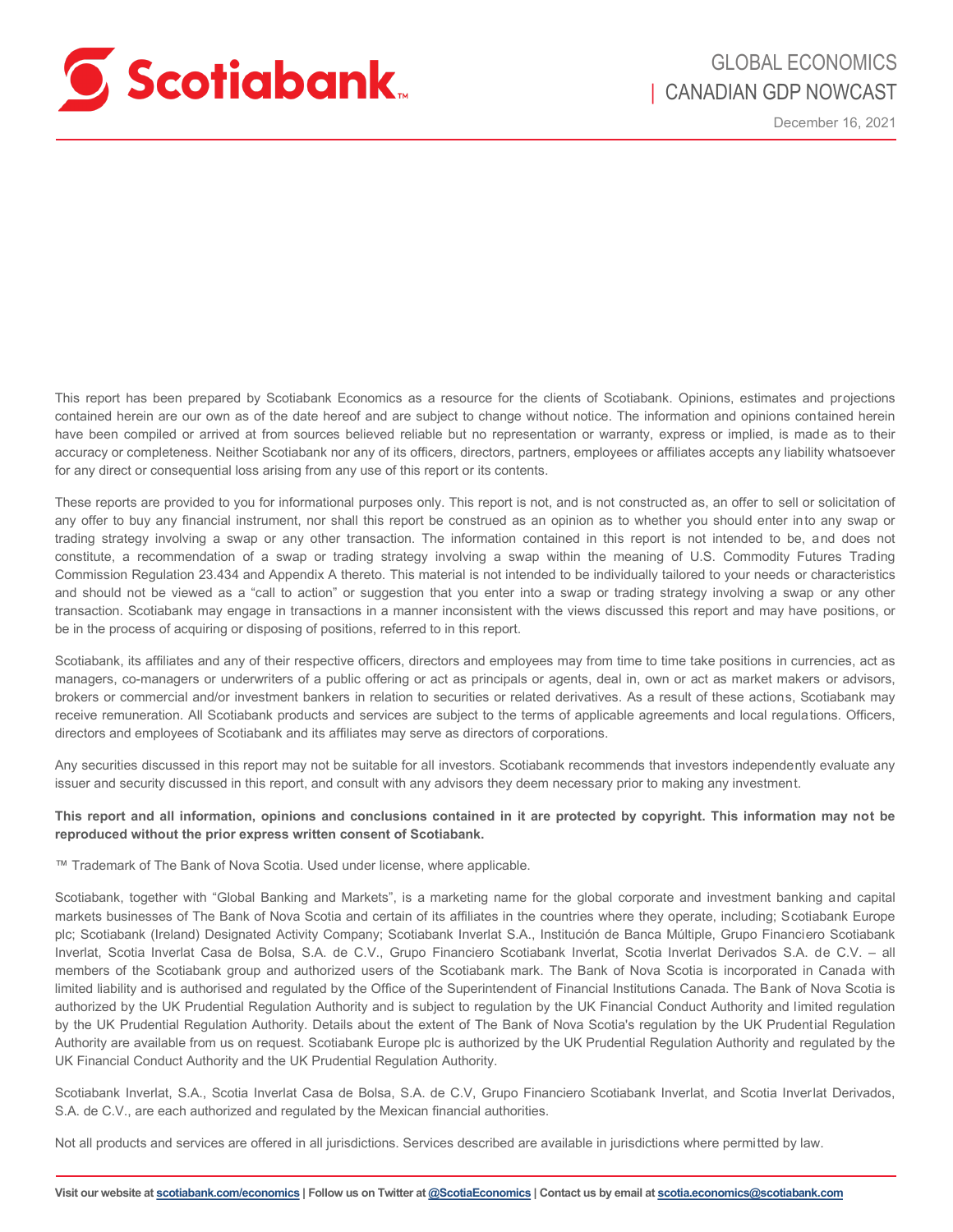This report has been prepared by Scotiabank Economics as a resource for the clients of Scotiabank. Opinions, estimates and projections contained herein are our own as of the date hereof and are subject to change without notice. The information and opinions contained herein have been compiled or arrived at from sources believed reliable but no representation or warranty, express or implied, is made as to their accuracy or completeness. Neither Scotiabank nor any of its officers, directors, partners, employees or affiliates accepts any liability whatsoever for any direct or consequential loss arising from any use of this report or its contents.

These reports are provided to you for informational purposes only. This report is not, and is not constructed as, an offer to sell or solicitation of any offer to buy any financial instrument, nor shall this report be construed as an opinion as to whether you should enter into any swap or trading strategy involving a swap or any other transaction. The information contained in this report is not intended to be, and does not constitute, a recommendation of a swap or trading strategy involving a swap within the meaning of U.S. Commodity Futures Trading Commission Regulation 23.434 and Appendix A thereto. This material is not intended to be individually tailored to your needs or characteristics and should not be viewed as a "call to action" or suggestion that you enter into a swap or trading strategy involving a swap or any other transaction. Scotiabank may engage in transactions in a manner inconsistent with the views discussed this report and may have positions, or be in the process of acquiring or disposing of positions, referred to in this report.

Scotiabank, its affiliates and any of their respective officers, directors and employees may from time to time take positions in currencies, act as managers, co-managers or underwriters of a public offering or act as principals or agents, deal in, own or act as market makers or advisors, brokers or commercial and/or investment bankers in relation to securities or related derivatives. As a result of these actions, Scotiabank may receive remuneration. All Scotiabank products and services are subject to the terms of applicable agreements and local regulations. Officers, directors and employees of Scotiabank and its affiliates may serve as directors of corporations.

Any securities discussed in this report may not be suitable for all investors. Scotiabank recommends that investors independently evaluate any issuer and security discussed in this report, and consult with any advisors they deem necessary prior to making any investment.

**This report and all information, opinions and conclusions contained in it are protected by copyright. This information may not be reproduced without the prior express written consent of Scotiabank.**

™ Trademark of The Bank of Nova Scotia. Used under license, where applicable.

Scotiabank, together with "Global Banking and Markets", is a marketing name for the global corporate and investment banking and capital markets businesses of The Bank of Nova Scotia and certain of its affiliates in the countries where they operate, including; Scotiabank Europe plc; Scotiabank (Ireland) Designated Activity Company; Scotiabank Inverlat S.A., Institución de Banca Múltiple, Grupo Financiero Scotiabank Inverlat, Scotia Inverlat Casa de Bolsa, S.A. de C.V., Grupo Financiero Scotiabank Inverlat, Scotia Inverlat Derivados S.A. de C.V. – all members of the Scotiabank group and authorized users of the Scotiabank mark. The Bank of Nova Scotia is incorporated in Canada with limited liability and is authorised and regulated by the Office of the Superintendent of Financial Institutions Canada. The Bank of Nova Scotia is authorized by the UK Prudential Regulation Authority and is subject to regulation by the UK Financial Conduct Authority and limited regulation by the UK Prudential Regulation Authority. Details about the extent of The Bank of Nova Scotia's regulation by the UK Prudential Regulation Authority are available from us on request. Scotiabank Europe plc is authorized by the UK Prudential Regulation Authority and regulated by the UK Financial Conduct Authority and the UK Prudential Regulation Authority.

Scotiabank Inverlat, S.A., Scotia Inverlat Casa de Bolsa, S.A. de C.V, Grupo Financiero Scotiabank Inverlat, and Scotia Inverlat Derivados, S.A. de C.V., are each authorized and regulated by the Mexican financial authorities.

Not all products and services are offered in all jurisdictions. Services described are available in jurisdictions where permitted by law.